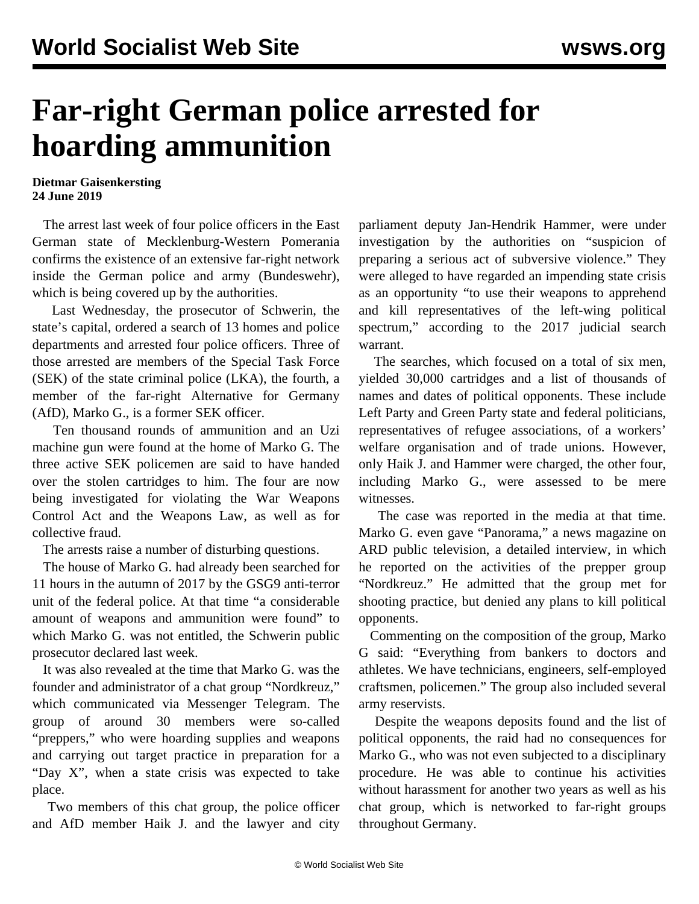# Far-right German police arrested for hoarding ammunition

**Dietmar Gaisenkersting**
**24 June 2019**

The arrest last week of four police officers in the East German state of Mecklenburg-Western Pomerania confirms the existence of an extensive far-right network inside the German police and army (Bundeswehr), which is being covered up by the authorities.

Last Wednesday, the prosecutor of Schwerin, the state's capital, ordered a search of 13 homes and police departments and arrested four police officers. Three of those arrested are members of the Special Task Force (SEK) of the state criminal police (LKA), the fourth, a member of the far-right Alternative for Germany (AfD), Marko G., is a former SEK officer.

Ten thousand rounds of ammunition and an Uzi machine gun were found at the home of Marko G. The three active SEK policemen are said to have handed over the stolen cartridges to him. The four are now being investigated for violating the War Weapons Control Act and the Weapons Law, as well as for collective fraud.

The arrests raise a number of disturbing questions.

The house of Marko G. had already been searched for 11 hours in the autumn of 2017 by the GSG9 anti-terror unit of the federal police. At that time "a considerable amount of weapons and ammunition were found" to which Marko G. was not entitled, the Schwerin public prosecutor declared last week.

It was also revealed at the time that Marko G. was the founder and administrator of a chat group "Nordkreuz," which communicated via Messenger Telegram. The group of around 30 members were so-called "preppers," who were hoarding supplies and weapons and carrying out target practice in preparation for a "Day X", when a state crisis was expected to take place.

Two members of this chat group, the police officer and AfD member Haik J. and the lawyer and city parliament deputy Jan-Hendrik Hammer, were under investigation by the authorities on "suspicion of preparing a serious act of subversive violence." They were alleged to have regarded an impending state crisis as an opportunity "to use their weapons to apprehend and kill representatives of the left-wing political spectrum," according to the 2017 judicial search warrant.

The searches, which focused on a total of six men, yielded 30,000 cartridges and a list of thousands of names and dates of political opponents. These include Left Party and Green Party state and federal politicians, representatives of refugee associations, of a workers' welfare organisation and of trade unions. However, only Haik J. and Hammer were charged, the other four, including Marko G., were assessed to be mere witnesses.

The case was reported in the media at that time. Marko G. even gave "Panorama," a news magazine on ARD public television, a detailed interview, in which he reported on the activities of the prepper group "Nordkreuz." He admitted that the group met for shooting practice, but denied any plans to kill political opponents.

Commenting on the composition of the group, Marko G said: "Everything from bankers to doctors and athletes. We have technicians, engineers, self-employed craftsmen, policemen." The group also included several army reservists.

Despite the weapons deposits found and the list of political opponents, the raid had no consequences for Marko G., who was not even subjected to a disciplinary procedure. He was able to continue his activities without harassment for another two years as well as his chat group, which is networked to far-right groups throughout Germany.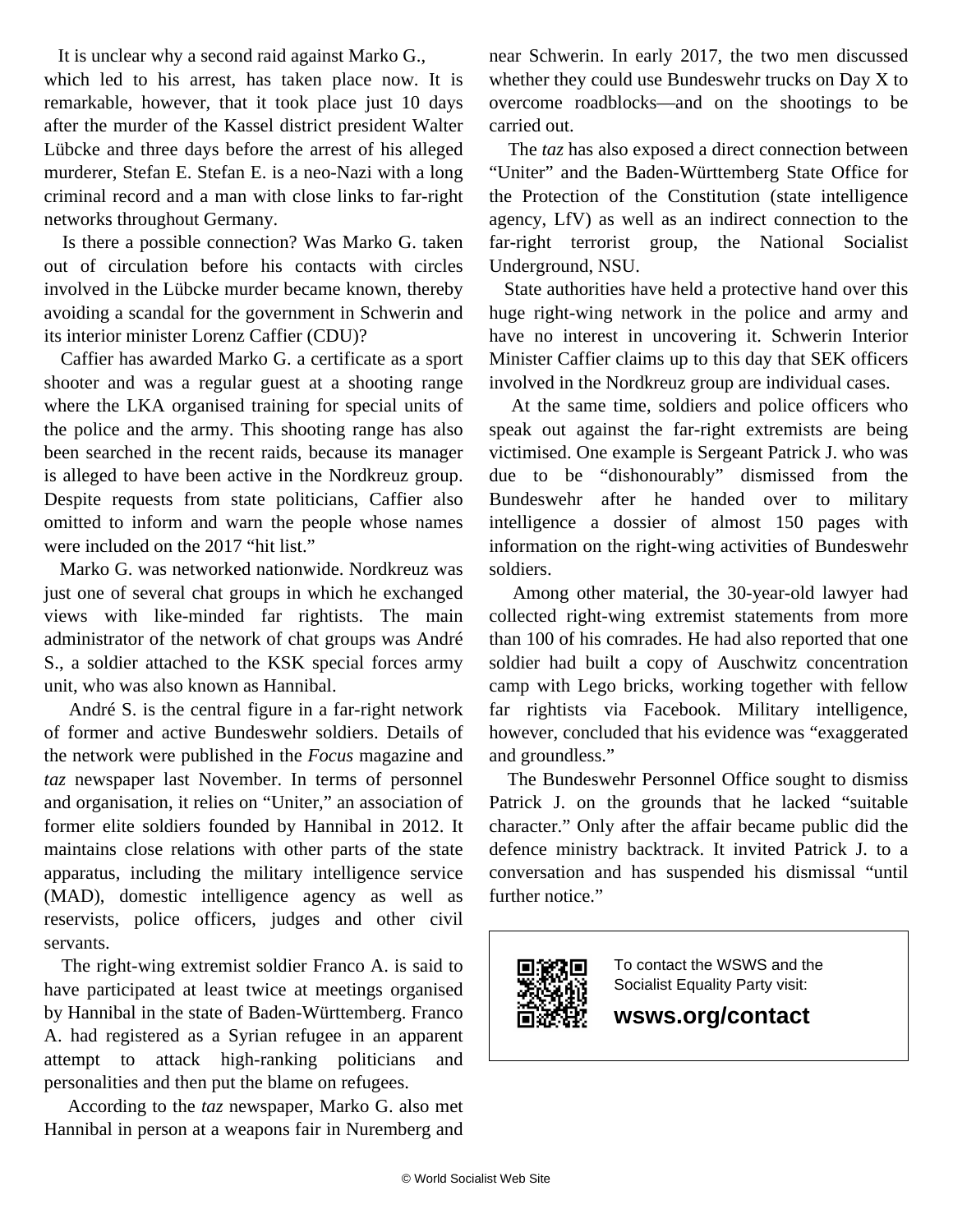It is unclear why a second raid against Marko G., which led to his arrest, has taken place now. It is remarkable, however, that it took place just 10 days after the murder of the Kassel district president Walter Lübcke and three days before the arrest of his alleged murderer, Stefan E. Stefan E. is a neo-Nazi with a long criminal record and a man with close links to far-right networks throughout Germany.

Is there a possible connection? Was Marko G. taken out of circulation before his contacts with circles involved in the Lübcke murder became known, thereby avoiding a scandal for the government in Schwerin and its interior minister Lorenz Caffier (CDU)?

Caffier has awarded Marko G. a certificate as a sport shooter and was a regular guest at a shooting range where the LKA organised training for special units of the police and the army. This shooting range has also been searched in the recent raids, because its manager is alleged to have been active in the Nordkreuz group. Despite requests from state politicians, Caffier also omitted to inform and warn the people whose names were included on the 2017 "hit list."

Marko G. was networked nationwide. Nordkreuz was just one of several chat groups in which he exchanged views with like-minded far rightists. The main administrator of the network of chat groups was André S., a soldier attached to the KSK special forces army unit, who was also known as Hannibal.

André S. is the central figure in a far-right network of former and active Bundeswehr soldiers. Details of the network were published in the *Focus* magazine and *taz* newspaper last November. In terms of personnel and organisation, it relies on "Uniter," an association of former elite soldiers founded by Hannibal in 2012. It maintains close relations with other parts of the state apparatus, including the military intelligence service (MAD), domestic intelligence agency as well as reservists, police officers, judges and other civil servants.

The right-wing extremist soldier Franco A. is said to have participated at least twice at meetings organised by Hannibal in the state of Baden-Württemberg. Franco A. had registered as a Syrian refugee in an apparent attempt to attack high-ranking politicians and personalities and then put the blame on refugees.

According to the *taz* newspaper, Marko G. also met Hannibal in person at a weapons fair in Nuremberg and near Schwerin. In early 2017, the two men discussed whether they could use Bundeswehr trucks on Day X to overcome roadblocks—and on the shootings to be carried out.

The *taz* has also exposed a direct connection between "Uniter" and the Baden-Württemberg State Office for the Protection of the Constitution (state intelligence agency, LfV) as well as an indirect connection to the far-right terrorist group, the National Socialist Underground, NSU.

State authorities have held a protective hand over this huge right-wing network in the police and army and have no interest in uncovering it. Schwerin Interior Minister Caffier claims up to this day that SEK officers involved in the Nordkreuz group are individual cases.

At the same time, soldiers and police officers who speak out against the far-right extremists are being victimised. One example is Sergeant Patrick J. who was due to be "dishonourably" dismissed from the Bundeswehr after he handed over to military intelligence a dossier of almost 150 pages with information on the right-wing activities of Bundeswehr soldiers.

Among other material, the 30-year-old lawyer had collected right-wing extremist statements from more than 100 of his comrades. He had also reported that one soldier had built a copy of Auschwitz concentration camp with Lego bricks, working together with fellow far rightists via Facebook. Military intelligence, however, concluded that his evidence was "exaggerated and groundless."

The Bundeswehr Personnel Office sought to dismiss Patrick J. on the grounds that he lacked "suitable character." Only after the affair became public did the defence ministry backtrack. It invited Patrick J. to a conversation and has suspended his dismissal "until further notice."

To contact the WSWS and the Socialist Equality Party visit:

**wsws.org/contact**